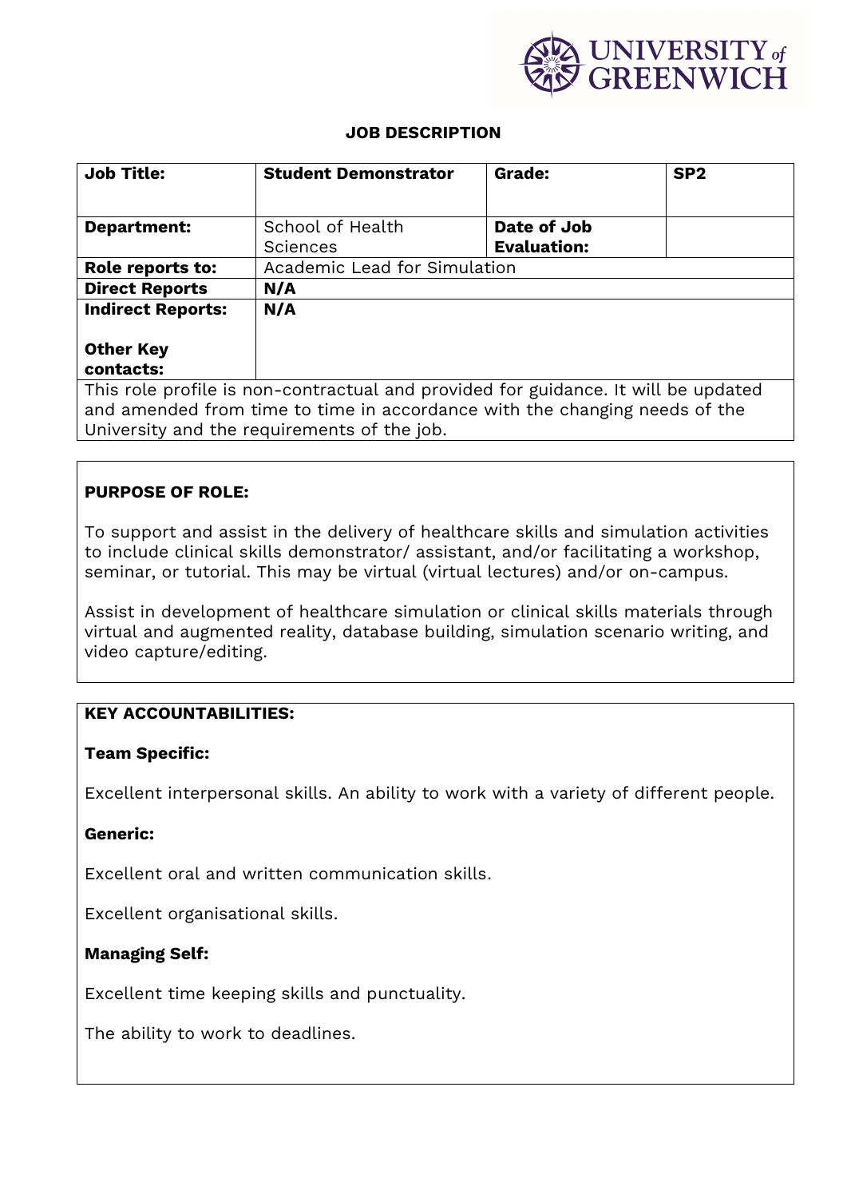## JOB DESCRIPTION

| **Job Title:** | **Student Demonstrator** | **Grade:** | **SP2** |
|---|---|---|---|
| **Department:** | School of Health Sciences | **Date of Job Evaluation:** | |
| **Role reports to:** | Academic Lead for Simulation | | |
| **Direct Reports** | **N/A** | | |
| **Indirect Reports:** | **N/A** | | |
| **Other Key contacts:** | | | |

This role profile is non-contractual and provided for guidance. It will be updated and amended from time to time in accordance with the changing needs of the University and the requirements of the job.

### PURPOSE OF ROLE:

To support and assist in the delivery of healthcare skills and simulation activities to include clinical skills demonstrator/ assistant, and/or facilitating a workshop, seminar, or tutorial. This may be virtual (virtual lectures) and/or on-campus.

Assist in development of healthcare simulation or clinical skills materials through virtual and augmented reality, database building, simulation scenario writing, and video capture/editing.

### KEY ACCOUNTABILITIES:

**Team Specific:**

Excellent interpersonal skills. An ability to work with a variety of different people.

**Generic:**

Excellent oral and written communication skills.

Excellent organisational skills.

**Managing Self:**

Excellent time keeping skills and punctuality.

The ability to work to deadlines.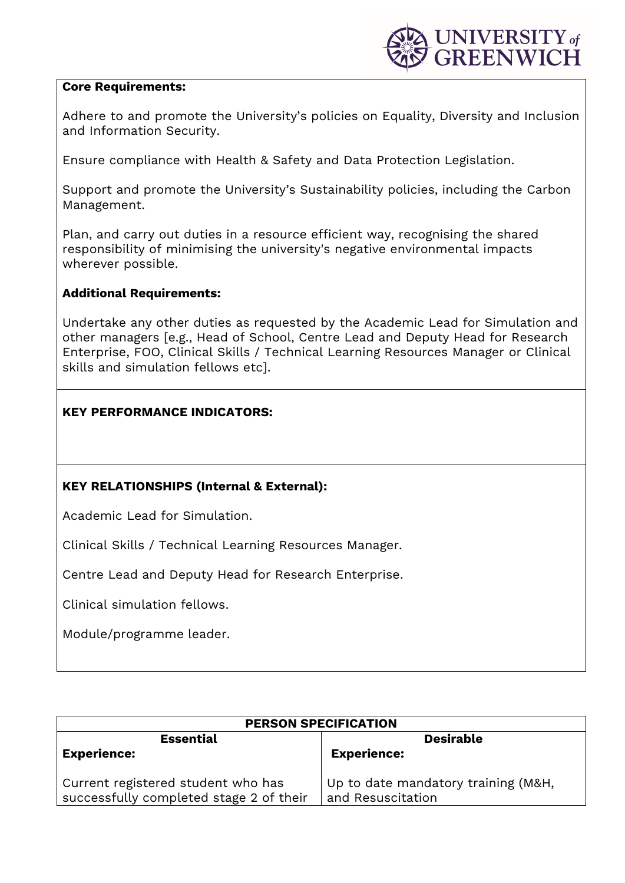**Core Requirements:**

Adhere to and promote the University's policies on Equality, Diversity and Inclusion and Information Security.

Ensure compliance with Health & Safety and Data Protection Legislation.

Support and promote the University's Sustainability policies, including the Carbon Management.

Plan, and carry out duties in a resource efficient way, recognising the shared responsibility of minimising the university's negative environmental impacts wherever possible.

**Additional Requirements:**

Undertake any other duties as requested by the Academic Lead for Simulation and other managers [e.g., Head of School, Centre Lead and Deputy Head for Research Enterprise, FOO, Clinical Skills / Technical Learning Resources Manager or Clinical skills and simulation fellows etc].

**KEY PERFORMANCE INDICATORS:**

**KEY RELATIONSHIPS (Internal & External):**

Academic Lead for Simulation.

Clinical Skills / Technical Learning Resources Manager.

Centre Lead and Deputy Head for Research Enterprise.

Clinical simulation fellows.

Module/programme leader.

| PERSON SPECIFICATION | |
|---|---|
| **Essential** | **Desirable** |
| **Experience:** | **Experience:** |
| Current registered student who has successfully completed stage 2 of their | Up to date mandatory training (M&H, and Resuscitation |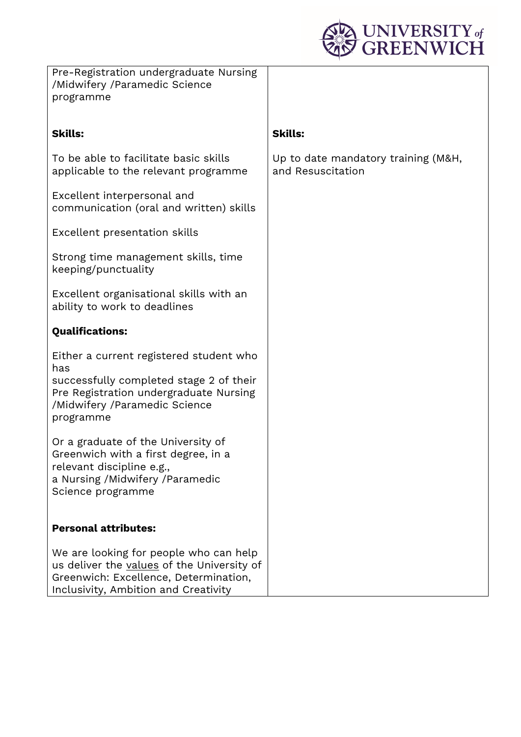| | |
|---|---|
| Pre-Registration undergraduate Nursing /Midwifery /Paramedic Science programme | |
| **Skills:**<br><br>To be able to facilitate basic skills applicable to the relevant programme<br><br>Excellent interpersonal and communication (oral and written) skills<br><br>Excellent presentation skills<br><br>Strong time management skills, time keeping/punctuality<br><br>Excellent organisational skills with an ability to work to deadlines | **Skills:**<br><br>Up to date mandatory training (M&H, and Resuscitation |
| **Qualifications:**<br><br>Either a current registered student who has successfully completed stage 2 of their Pre Registration undergraduate Nursing /Midwifery /Paramedic Science programme<br><br>Or a graduate of the University of Greenwich with a first degree, in a relevant discipline e.g., a Nursing /Midwifery /Paramedic Science programme | |
| **Personal attributes:**<br><br>We are looking for people who can help us deliver the values of the University of Greenwich: Excellence, Determination, Inclusivity, Ambition and Creativity | |